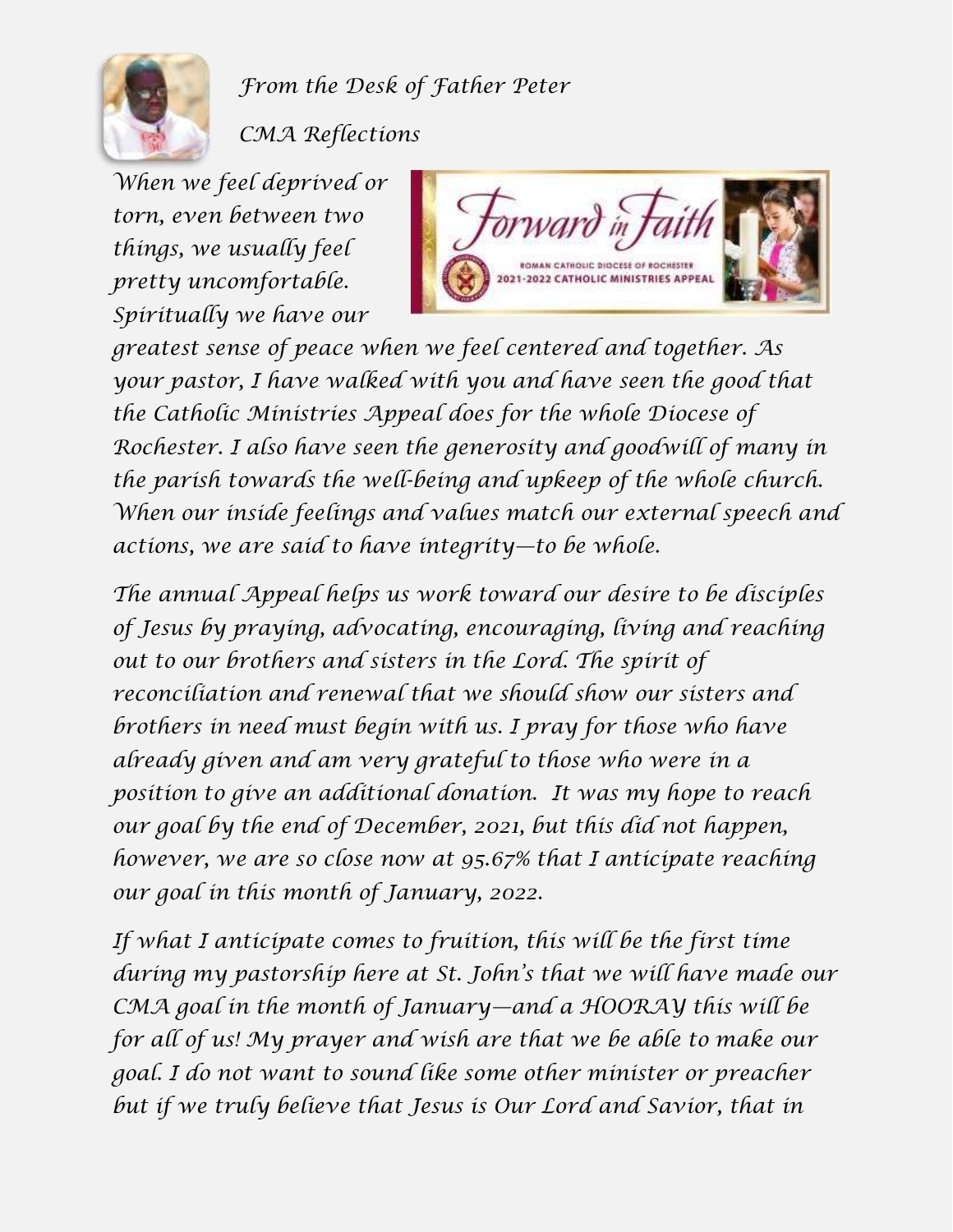*From the Desk of Father Peter*

*CMA Reflections*

*When we feel deprived or torn, even between two things, we usually feel pretty uncomfortable. Spiritually we have our greatest sense of peace when we feel centered and together. As your pastor, I have walked with you and have seen the good that the Catholic Ministries Appeal does for the whole Diocese of Rochester. I also have seen the generosity and goodwill of many in the parish towards the well-being and upkeep of the whole church. When our inside feelings and values match our external speech and actions, we are said to have integrity—to be whole.*

*The annual Appeal helps us work toward our desire to be disciples of Jesus by praying, advocating, encouraging, living and reaching out to our brothers and sisters in the Lord. The spirit of reconciliation and renewal that we should show our sisters and brothers in need must begin with us. I pray for those who have already given and am very grateful to those who were in a position to give an additional donation. It was my hope to reach our goal by the end of December, 2021, but this did not happen, however, we are so close now at 95.67% that I anticipate reaching our goal in this month of January, 2022.*

*If what I anticipate comes to fruition, this will be the first time during my pastorship here at St. John's that we will have made our CMA goal in the month of January—and a HOORAY this will be for all of us! My prayer and wish are that we be able to make our goal. I do not want to sound like some other minister or preacher but if we truly believe that Jesus is Our Lord and Savior, that in*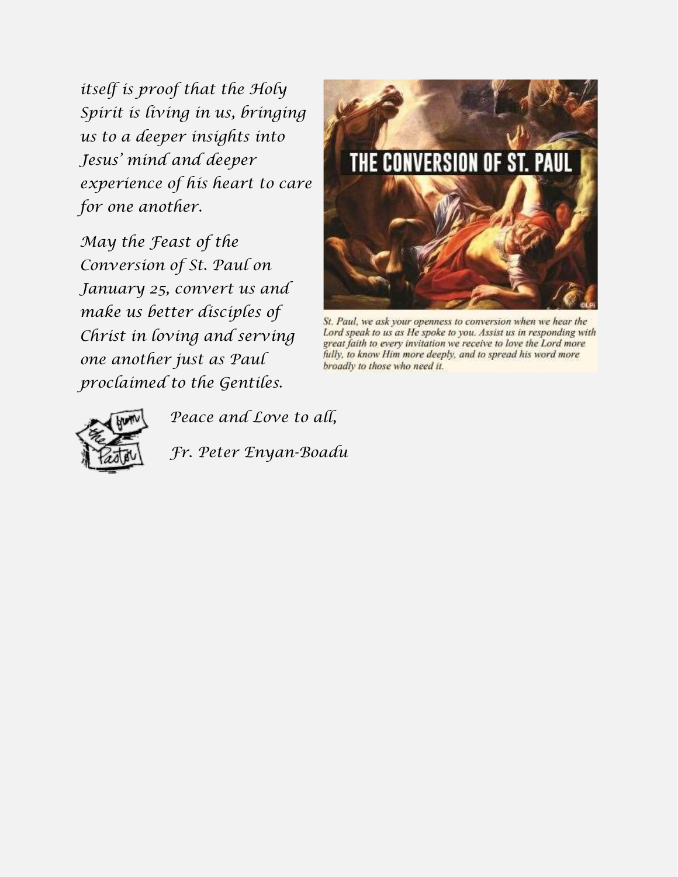*itself is proof that the Holy Spirit is living in us, bringing us to a deeper insights into Jesus' mind and deeper experience of his heart to care for one another.*

*May the Feast of the Conversion of St. Paul on January 25, convert us and make us better disciples of Christ in loving and serving one another just as Paul proclaimed to the Gentiles.*

THE CONVERSION OF ST. PAUL

*St. Paul, we ask your openness to conversion when we hear the Lord speak to us as He spoke to you. Assist us in responding with great faith to every invitation we receive to love the Lord more fully, to know Him more deeply, and to spread his word more broadly to those who need it.*

*Peace and Love to all,*

*Fr. Peter Enyan-Boadu*